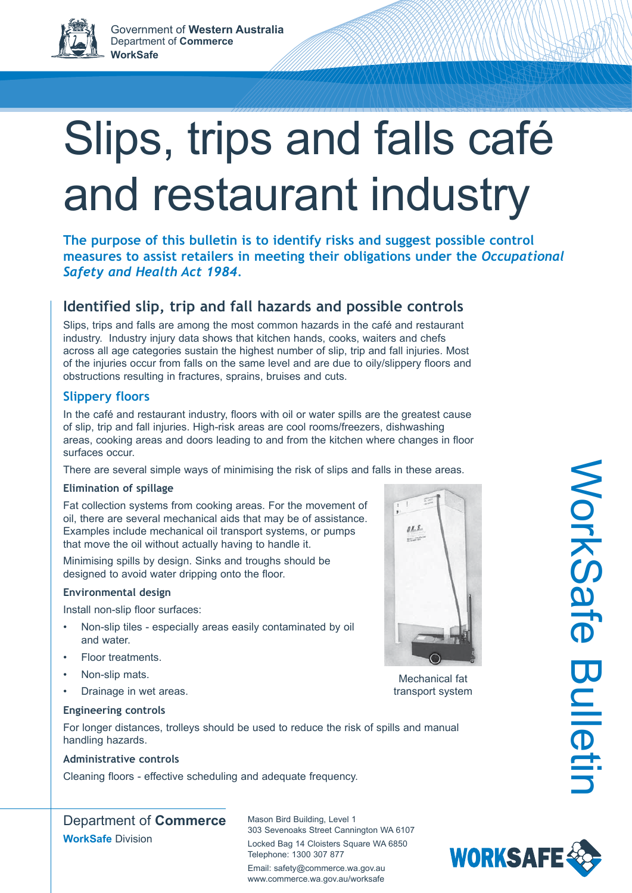Government of **Western Australia**
Department of **Commerce**
**WorkSafe**

# Slips, trips and falls café and restaurant industry

**The purpose of this bulletin is to identify risks and suggest possible control measures to assist retailers in meeting their obligations under the *Occupational Safety and Health Act 1984*.**

## Identified slip, trip and fall hazards and possible controls

Slips, trips and falls are among the most common hazards in the café and restaurant industry. Industry injury data shows that kitchen hands, cooks, waiters and chefs across all age categories sustain the highest number of slip, trip and fall injuries. Most of the injuries occur from falls on the same level and are due to oily/slippery floors and obstructions resulting in fractures, sprains, bruises and cuts.

### Slippery floors

In the café and restaurant industry, floors with oil or water spills are the greatest cause of slip, trip and fall injuries. High-risk areas are cool rooms/freezers, dishwashing areas, cooking areas and doors leading to and from the kitchen where changes in floor surfaces occur.

There are several simple ways of minimising the risk of slips and falls in these areas.

#### Elimination of spillage

Fat collection systems from cooking areas. For the movement of oil, there are several mechanical aids that may be of assistance. Examples include mechanical oil transport systems, or pumps that move the oil without actually having to handle it.

Minimising spills by design. Sinks and troughs should be designed to avoid water dripping onto the floor.

Mechanical fat transport system

#### Environmental design

Install non-slip floor surfaces:

- Non-slip tiles - especially areas easily contaminated by oil and water.
- Floor treatments.
- Non-slip mats.
- Drainage in wet areas.

#### Engineering controls

For longer distances, trolleys should be used to reduce the risk of spills and manual handling hazards.

#### Administrative controls

Cleaning floors - effective scheduling and adequate frequency.

WorkSafe Bulletin

Department of **Commerce**
**WorkSafe** Division

Mason Bird Building, Level 1
303 Sevenoaks Street Cannington WA 6107
Locked Bag 14 Cloisters Square WA 6850
Telephone: 1300 307 877
Email: safety@commerce.wa.gov.au
www.commerce.wa.gov.au/worksafe

WORKSAFE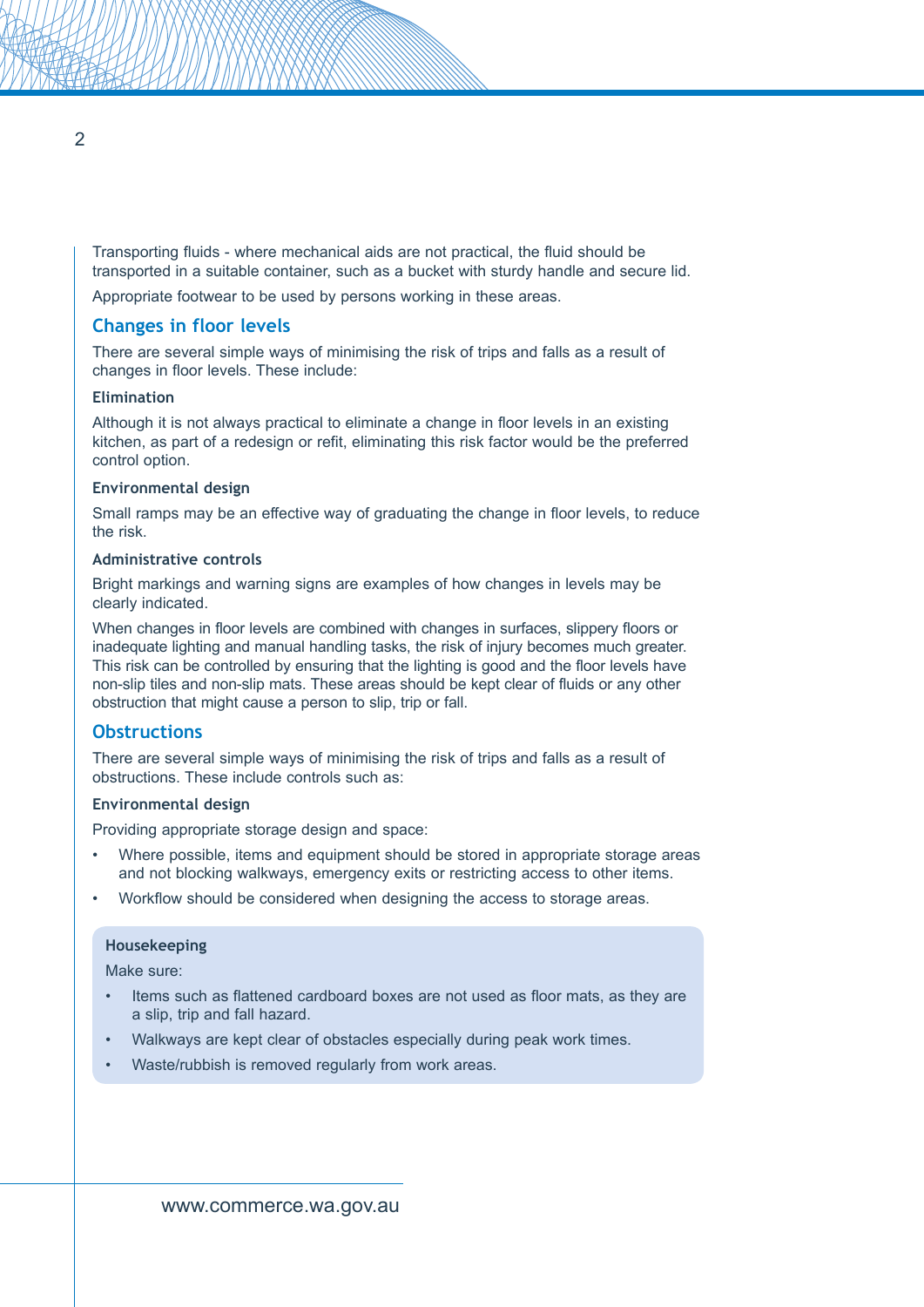Transporting fluids - where mechanical aids are not practical, the fluid should be transported in a suitable container, such as a bucket with sturdy handle and secure lid.

Appropriate footwear to be used by persons working in these areas.

## Changes in floor levels

There are several simple ways of minimising the risk of trips and falls as a result of changes in floor levels. These include:

### Elimination

Although it is not always practical to eliminate a change in floor levels in an existing kitchen, as part of a redesign or refit, eliminating this risk factor would be the preferred control option.

### Environmental design

Small ramps may be an effective way of graduating the change in floor levels, to reduce the risk.

### Administrative controls

Bright markings and warning signs are examples of how changes in levels may be clearly indicated.

When changes in floor levels are combined with changes in surfaces, slippery floors or inadequate lighting and manual handling tasks, the risk of injury becomes much greater. This risk can be controlled by ensuring that the lighting is good and the floor levels have non-slip tiles and non-slip mats. These areas should be kept clear of fluids or any other obstruction that might cause a person to slip, trip or fall.

## Obstructions

There are several simple ways of minimising the risk of trips and falls as a result of obstructions. These include controls such as:

### Environmental design

Providing appropriate storage design and space:

- Where possible, items and equipment should be stored in appropriate storage areas and not blocking walkways, emergency exits or restricting access to other items.
- Workflow should be considered when designing the access to storage areas.

### Housekeeping

Make sure:

- Items such as flattened cardboard boxes are not used as floor mats, as they are a slip, trip and fall hazard.
- Walkways are kept clear of obstacles especially during peak work times.
- Waste/rubbish is removed regularly from work areas.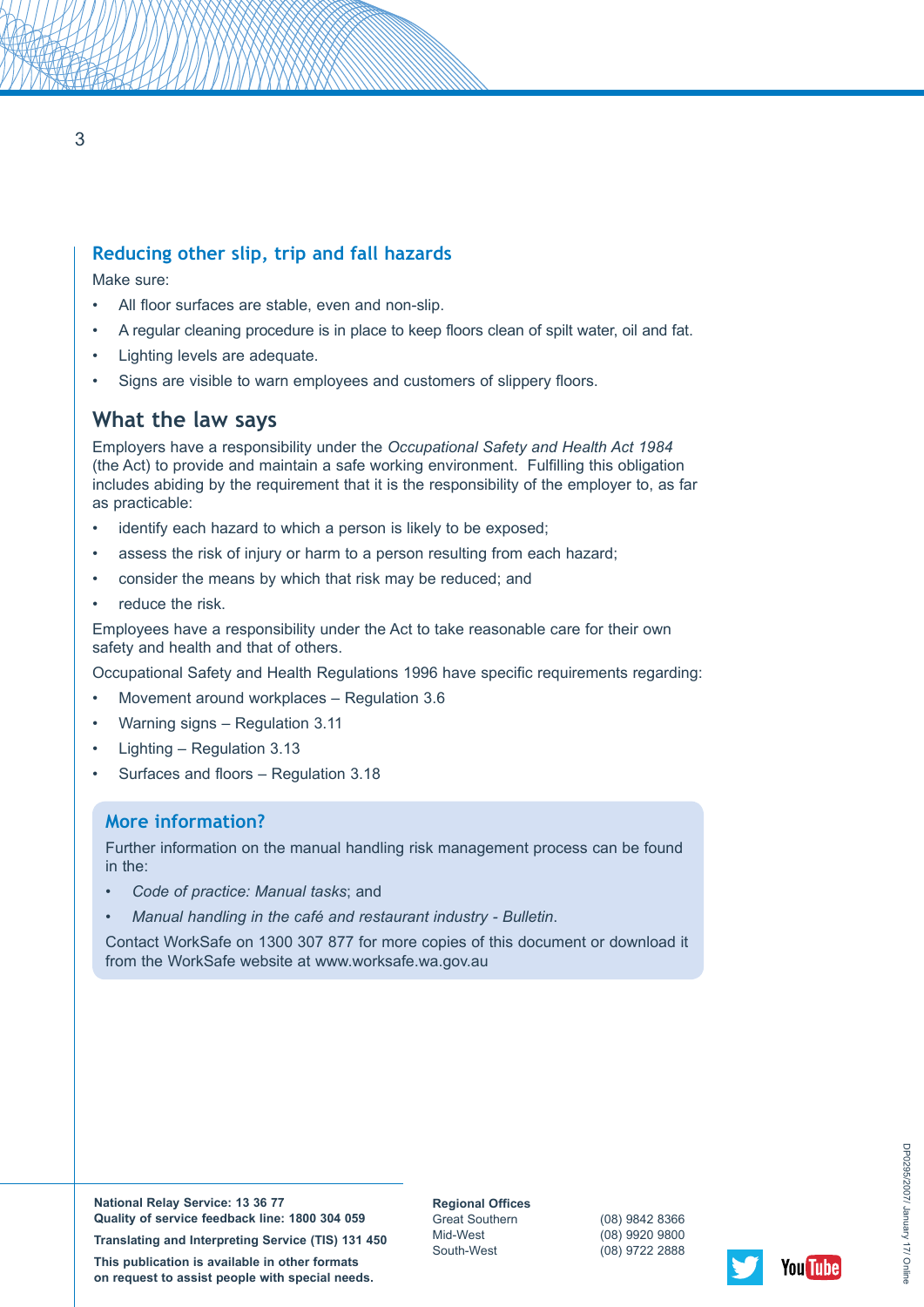## Reducing other slip, trip and fall hazards

Make sure:

- All floor surfaces are stable, even and non-slip.
- A regular cleaning procedure is in place to keep floors clean of spilt water, oil and fat.
- Lighting levels are adequate.
- Signs are visible to warn employees and customers of slippery floors.

## What the law says

Employers have a responsibility under the *Occupational Safety and Health Act 1984* (the Act) to provide and maintain a safe working environment. Fulfilling this obligation includes abiding by the requirement that it is the responsibility of the employer to, as far as practicable:

- identify each hazard to which a person is likely to be exposed;
- assess the risk of injury or harm to a person resulting from each hazard;
- consider the means by which that risk may be reduced; and
- reduce the risk.

Employees have a responsibility under the Act to take reasonable care for their own safety and health and that of others.

Occupational Safety and Health Regulations 1996 have specific requirements regarding:

- Movement around workplaces – Regulation 3.6
- Warning signs – Regulation 3.11
- Lighting – Regulation 3.13
- Surfaces and floors – Regulation 3.18

## More information?

Further information on the manual handling risk management process can be found in the:

- *Code of practice: Manual tasks*; and
- *Manual handling in the café and restaurant industry - Bulletin*.

Contact WorkSafe on 1300 307 877 for more copies of this document or download it from the WorkSafe website at www.worksafe.wa.gov.au

**National Relay Service: 13 36 77**
**Quality of service feedback line: 1800 304 059**

**Translating and Interpreting Service (TIS) 131 450**

**This publication is available in other formats on request to assist people with special needs.**

**Regional Offices**

| | |
|---|---|
| Great Southern | (08) 9842 8366 |
| Mid-West | (08) 9920 9800 |
| South-West | (08) 9722 2888 |

DP0295/2007/ January 17/ Online